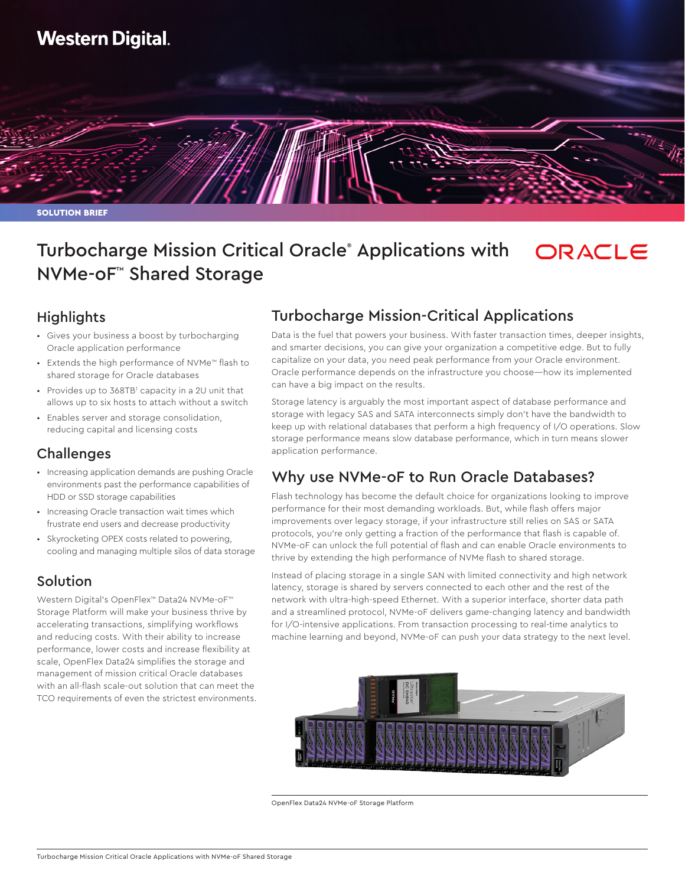Western Digital.

SOLUTION BRIEF

# Turbocharge Mission Critical Oracle® Applications with NVMe-oF™ Shared Storage

ORACLE

## Highlights

- Gives your business a boost by turbocharging Oracle application performance
- Extends the high performance of NVMe™ flash to shared storage for Oracle databases
- Provides up to 368TB[1] capacity in a 2U unit that allows up to six hosts to attach without a switch
- Enables server and storage consolidation, reducing capital and licensing costs

## Challenges

- Increasing application demands are pushing Oracle environments past the performance capabilities of HDD or SSD storage capabilities
- Increasing Oracle transaction wait times which frustrate end users and decrease productivity
- Skyrocketing OPEX costs related to powering, cooling and managing multiple silos of data storage

## Solution

Western Digital's OpenFlex™ Data24 NVMe-oF™ Storage Platform will make your business thrive by accelerating transactions, simplifying workflows and reducing costs. With their ability to increase performance, lower costs and increase flexibility at scale, OpenFlex Data24 simplifies the storage and management of mission critical Oracle databases with an all-flash scale-out solution that can meet the TCO requirements of even the strictest environments.

## Turbocharge Mission-Critical Applications

Data is the fuel that powers your business. With faster transaction times, deeper insights, and smarter decisions, you can give your organization a competitive edge. But to fully capitalize on your data, you need peak performance from your Oracle environment. Oracle performance depends on the infrastructure you choose—how its implemented can have a big impact on the results.

Storage latency is arguably the most important aspect of database performance and storage with legacy SAS and SATA interconnects simply don't have the bandwidth to keep up with relational databases that perform a high frequency of I/O operations. Slow storage performance means slow database performance, which in turn means slower application performance.

## Why use NVMe-oF to Run Oracle Databases?

Flash technology has become the default choice for organizations looking to improve performance for their most demanding workloads. But, while flash offers major improvements over legacy storage, if your infrastructure still relies on SAS or SATA protocols, you're only getting a fraction of the performance that flash is capable of. NVMe-oF can unlock the full potential of flash and can enable Oracle environments to thrive by extending the high performance of NVMe flash to shared storage.

Instead of placing storage in a single SAN with limited connectivity and high network latency, storage is shared by servers connected to each other and the rest of the network with ultra-high-speed Ethernet. With a superior interface, shorter data path and a streamlined protocol, NVMe-oF delivers game-changing latency and bandwidth for I/O-intensive applications. From transaction processing to real-time analytics to machine learning and beyond, NVMe-oF can push your data strategy to the next level.

OpenFlex Data24 NVMe-oF Storage Platform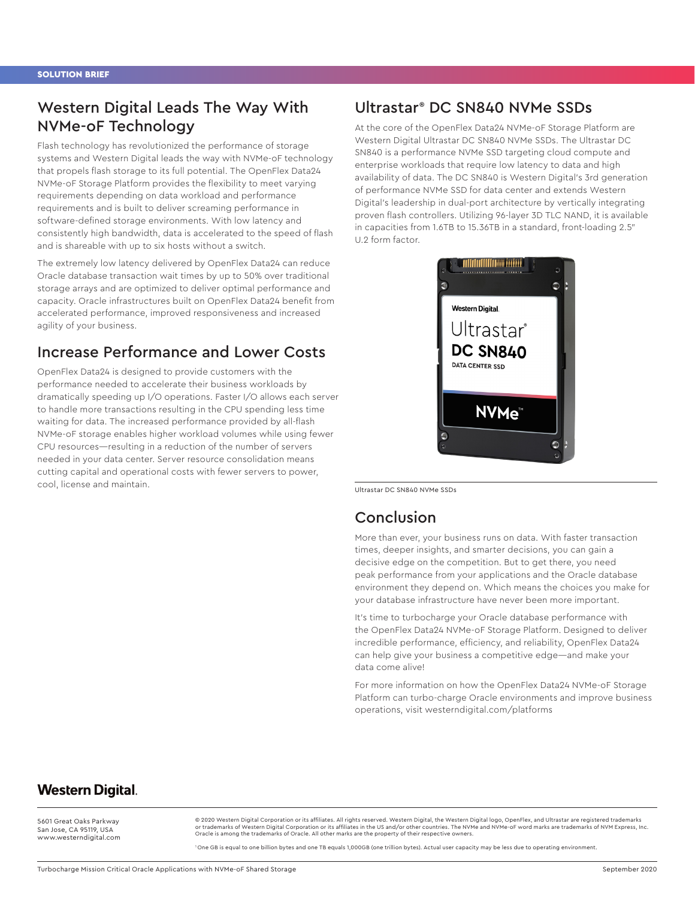## Western Digital Leads The Way With NVMe-oF Technology

Flash technology has revolutionized the performance of storage systems and Western Digital leads the way with NVMe-oF technology that propels flash storage to its full potential. The OpenFlex Data24 NVMe-oF Storage Platform provides the flexibility to meet varying requirements depending on data workload and performance requirements and is built to deliver screaming performance in software-defined storage environments. With low latency and consistently high bandwidth, data is accelerated to the speed of flash and is shareable with up to six hosts without a switch.

The extremely low latency delivered by OpenFlex Data24 can reduce Oracle database transaction wait times by up to 50% over traditional storage arrays and are optimized to deliver optimal performance and capacity. Oracle infrastructures built on OpenFlex Data24 benefit from accelerated performance, improved responsiveness and increased agility of your business.

## Increase Performance and Lower Costs

OpenFlex Data24 is designed to provide customers with the performance needed to accelerate their business workloads by dramatically speeding up I/O operations. Faster I/O allows each server to handle more transactions resulting in the CPU spending less time waiting for data. The increased performance provided by all-flash NVMe-oF storage enables higher workload volumes while using fewer CPU resources—resulting in a reduction of the number of servers needed in your data center. Server resource consolidation means cutting capital and operational costs with fewer servers to power, cool, license and maintain.

## Ultrastar® DC SN840 NVMe SSDs

At the core of the OpenFlex Data24 NVMe-oF Storage Platform are Western Digital Ultrastar DC SN840 NVMe SSDs. The Ultrastar DC SN840 is a performance NVMe SSD targeting cloud compute and enterprise workloads that require low latency to data and high availability of data. The DC SN840 is Western Digital's 3rd generation of performance NVMe SSD for data center and extends Western Digital's leadership in dual-port architecture by vertically integrating proven flash controllers. Utilizing 96-layer 3D TLC NAND, it is available in capacities from 1.6TB to 15.36TB in a standard, front-loading 2.5" U.2 form factor.

Ultrastar DC SN840 NVMe SSDs

## Conclusion

More than ever, your business runs on data. With faster transaction times, deeper insights, and smarter decisions, you can gain a decisive edge on the competition. But to get there, you need peak performance from your applications and the Oracle database environment they depend on. Which means the choices you make for your database infrastructure have never been more important.

It's time to turbocharge your Oracle database performance with the OpenFlex Data24 NVMe-oF Storage Platform. Designed to deliver incredible performance, efficiency, and reliability, OpenFlex Data24 can help give your business a competitive edge—and make your data come alive!

For more information on how the OpenFlex Data24 NVMe-oF Storage Platform can turbo-charge Oracle environments and improve business operations, visit westerndigital.com/platforms

**Western Digital.**

5601 Great Oaks Parkway
San Jose, CA 95119, USA
www.westerndigital.com

© 2020 Western Digital Corporation or its affiliates. All rights reserved. Western Digital, the Western Digital logo, OpenFlex, and Ultrastar are registered trademarks or trademarks of Western Digital Corporation or its affiliates in the US and/or other countries. The NVMe and NVMe-oF word marks are trademarks of NVM Express, Inc. Oracle is among the trademarks of Oracle. All other marks are the property of their respective owners.

[1] One GB is equal to one billion bytes and one TB equals 1,000GB (one trillion bytes). Actual user capacity may be less due to operating environment.